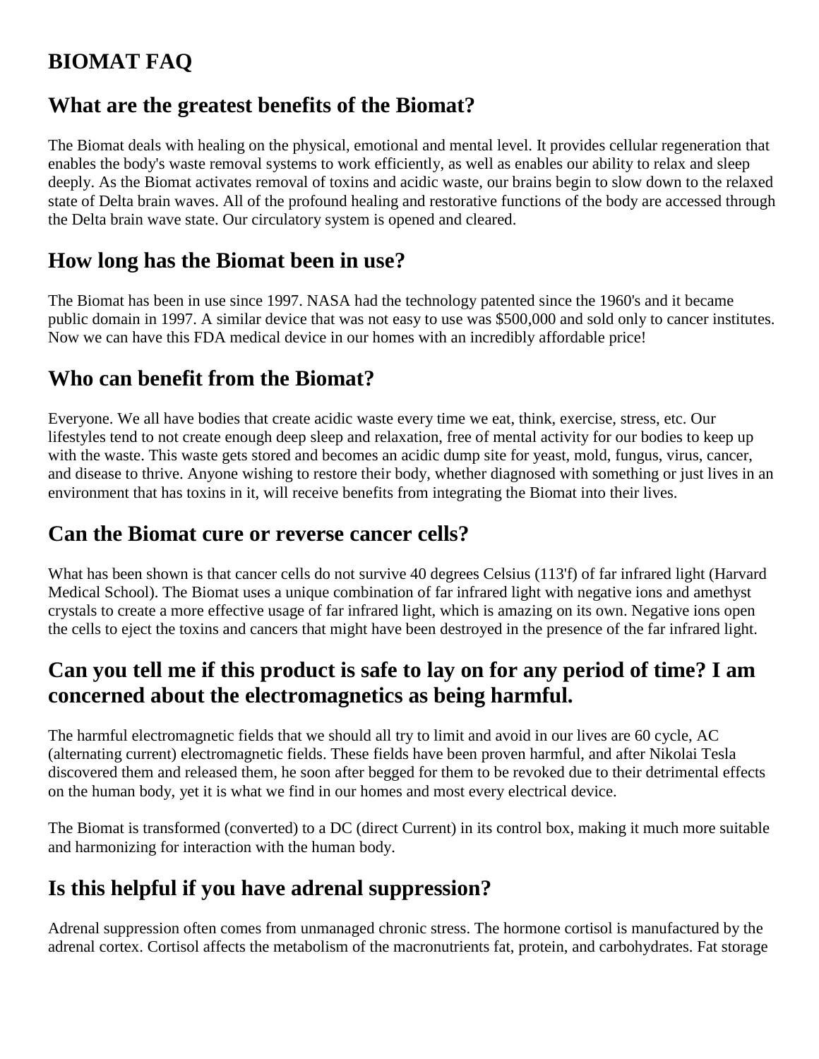# BIOMAT FAQ

## What are the greatest benefits of the Biomat?

The Biomat deals with healing on the physical, emotional and mental level. It provides cellular regeneration that enables the body's waste removal systems to work efficiently, as well as enables our ability to relax and sleep deeply. As the Biomat activates removal of toxins and acidic waste, our brains begin to slow down to the relaxed state of Delta brain waves. All of the profound healing and restorative functions of the body are accessed through the Delta brain wave state. Our circulatory system is opened and cleared.

## How long has the Biomat been in use?

The Biomat has been in use since 1997. NASA had the technology patented since the 1960's and it became public domain in 1997. A similar device that was not easy to use was $500,000 and sold only to cancer institutes. Now we can have this FDA medical device in our homes with an incredibly affordable price!

## Who can benefit from the Biomat?

Everyone. We all have bodies that create acidic waste every time we eat, think, exercise, stress, etc. Our lifestyles tend to not create enough deep sleep and relaxation, free of mental activity for our bodies to keep up with the waste. This waste gets stored and becomes an acidic dump site for yeast, mold, fungus, virus, cancer, and disease to thrive. Anyone wishing to restore their body, whether diagnosed with something or just lives in an environment that has toxins in it, will receive benefits from integrating the Biomat into their lives.

## Can the Biomat cure or reverse cancer cells?

What has been shown is that cancer cells do not survive 40 degrees Celsius (113'f) of far infrared light (Harvard Medical School). The Biomat uses a unique combination of far infrared light with negative ions and amethyst crystals to create a more effective usage of far infrared light, which is amazing on its own. Negative ions open the cells to eject the toxins and cancers that might have been destroyed in the presence of the far infrared light.

## Can you tell me if this product is safe to lay on for any period of time? I am concerned about the electromagnetics as being harmful.

The harmful electromagnetic fields that we should all try to limit and avoid in our lives are 60 cycle, AC (alternating current) electromagnetic fields. These fields have been proven harmful, and after Nikolai Tesla discovered them and released them, he soon after begged for them to be revoked due to their detrimental effects on the human body, yet it is what we find in our homes and most every electrical device.

The Biomat is transformed (converted) to a DC (direct Current) in its control box, making it much more suitable and harmonizing for interaction with the human body.

## Is this helpful if you have adrenal suppression?

Adrenal suppression often comes from unmanaged chronic stress. The hormone cortisol is manufactured by the adrenal cortex. Cortisol affects the metabolism of the macronutrients fat, protein, and carbohydrates. Fat storage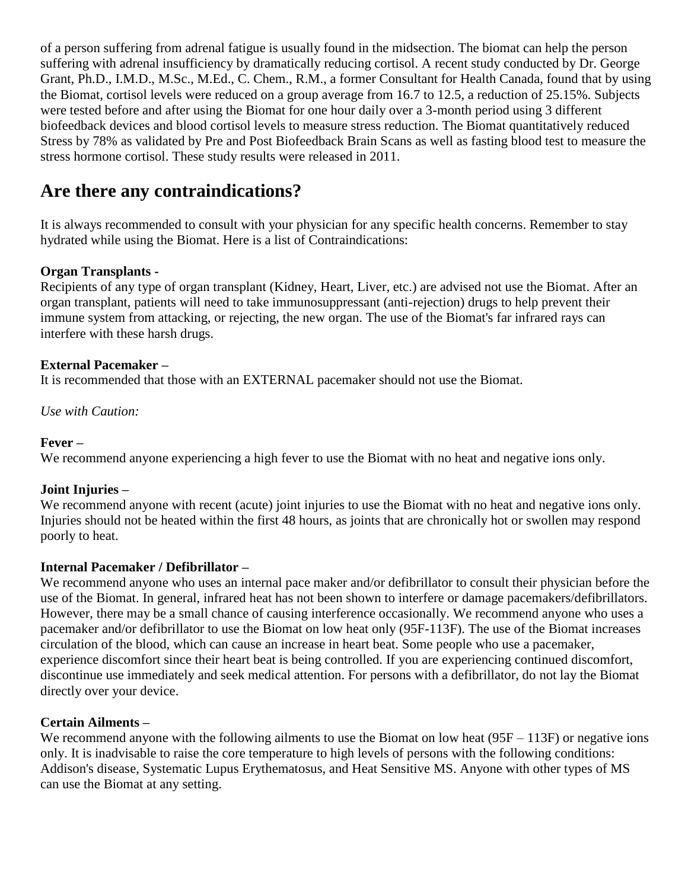of a person suffering from adrenal fatigue is usually found in the midsection. The biomat can help the person suffering with adrenal insufficiency by dramatically reducing cortisol. A recent study conducted by Dr. George Grant, Ph.D., I.M.D., M.Sc., M.Ed., C. Chem., R.M., a former Consultant for Health Canada, found that by using the Biomat, cortisol levels were reduced on a group average from 16.7 to 12.5, a reduction of 25.15%. Subjects were tested before and after using the Biomat for one hour daily over a 3-month period using 3 different biofeedback devices and blood cortisol levels to measure stress reduction. The Biomat quantitatively reduced Stress by 78% as validated by Pre and Post Biofeedback Brain Scans as well as fasting blood test to measure the stress hormone cortisol. These study results were released in 2011.

## Are there any contraindications?

It is always recommended to consult with your physician for any specific health concerns. Remember to stay hydrated while using the Biomat. Here is a list of Contraindications:

**Organ Transplants -**
Recipients of any type of organ transplant (Kidney, Heart, Liver, etc.) are advised not use the Biomat. After an organ transplant, patients will need to take immunosuppressant (anti-rejection) drugs to help prevent their immune system from attacking, or rejecting, the new organ. The use of the Biomat's far infrared rays can interfere with these harsh drugs.

**External Pacemaker –**
It is recommended that those with an EXTERNAL pacemaker should not use the Biomat.

*Use with Caution:*

**Fever –**
We recommend anyone experiencing a high fever to use the Biomat with no heat and negative ions only.

**Joint Injuries –**
We recommend anyone with recent (acute) joint injuries to use the Biomat with no heat and negative ions only. Injuries should not be heated within the first 48 hours, as joints that are chronically hot or swollen may respond poorly to heat.

**Internal Pacemaker / Defibrillator –**
We recommend anyone who uses an internal pace maker and/or defibrillator to consult their physician before the use of the Biomat. In general, infrared heat has not been shown to interfere or damage pacemakers/defibrillators. However, there may be a small chance of causing interference occasionally. We recommend anyone who uses a pacemaker and/or defibrillator to use the Biomat on low heat only (95F-113F). The use of the Biomat increases circulation of the blood, which can cause an increase in heart beat. Some people who use a pacemaker, experience discomfort since their heart beat is being controlled. If you are experiencing continued discomfort, discontinue use immediately and seek medical attention. For persons with a defibrillator, do not lay the Biomat directly over your device.

**Certain Ailments –**
We recommend anyone with the following ailments to use the Biomat on low heat (95F – 113F) or negative ions only. It is inadvisable to raise the core temperature to high levels of persons with the following conditions: Addison's disease, Systematic Lupus Erythematosus, and Heat Sensitive MS. Anyone with other types of MS can use the Biomat at any setting.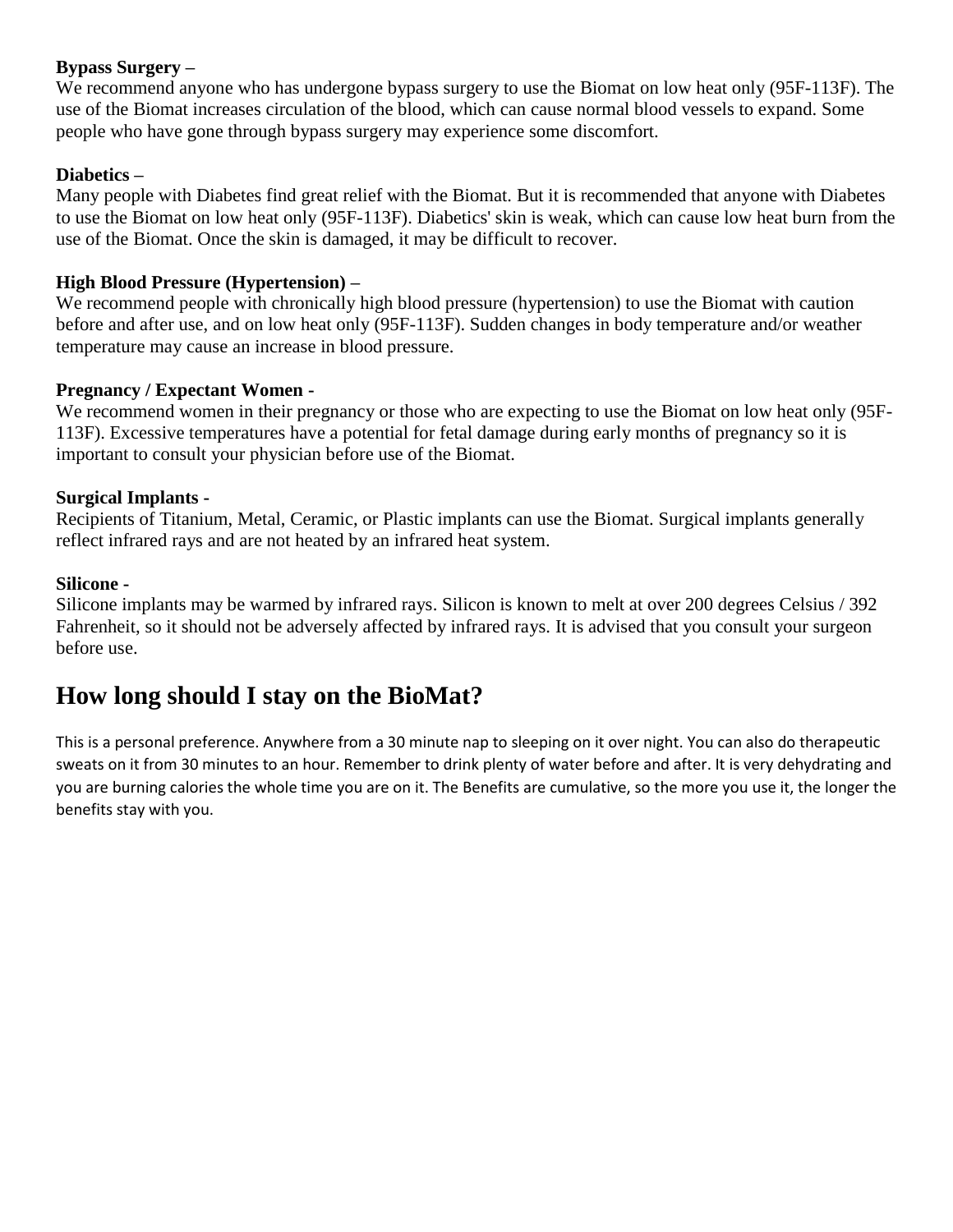**Bypass Surgery –**
We recommend anyone who has undergone bypass surgery to use the Biomat on low heat only (95F-113F). The use of the Biomat increases circulation of the blood, which can cause normal blood vessels to expand. Some people who have gone through bypass surgery may experience some discomfort.

**Diabetics –**
Many people with Diabetes find great relief with the Biomat. But it is recommended that anyone with Diabetes to use the Biomat on low heat only (95F-113F). Diabetics' skin is weak, which can cause low heat burn from the use of the Biomat. Once the skin is damaged, it may be difficult to recover.

**High Blood Pressure (Hypertension) –**
We recommend people with chronically high blood pressure (hypertension) to use the Biomat with caution before and after use, and on low heat only (95F-113F). Sudden changes in body temperature and/or weather temperature may cause an increase in blood pressure.

**Pregnancy / Expectant Women -**
We recommend women in their pregnancy or those who are expecting to use the Biomat on low heat only (95F-113F). Excessive temperatures have a potential for fetal damage during early months of pregnancy so it is important to consult your physician before use of the Biomat.

**Surgical Implants -**
Recipients of Titanium, Metal, Ceramic, or Plastic implants can use the Biomat. Surgical implants generally reflect infrared rays and are not heated by an infrared heat system.

**Silicone -**
Silicone implants may be warmed by infrared rays. Silicon is known to melt at over 200 degrees Celsius / 392 Fahrenheit, so it should not be adversely affected by infrared rays. It is advised that you consult your surgeon before use.

## How long should I stay on the BioMat?

This is a personal preference. Anywhere from a 30 minute nap to sleeping on it over night. You can also do therapeutic sweats on it from 30 minutes to an hour. Remember to drink plenty of water before and after. It is very dehydrating and you are burning calories the whole time you are on it. The Benefits are cumulative, so the more you use it, the longer the benefits stay with you.